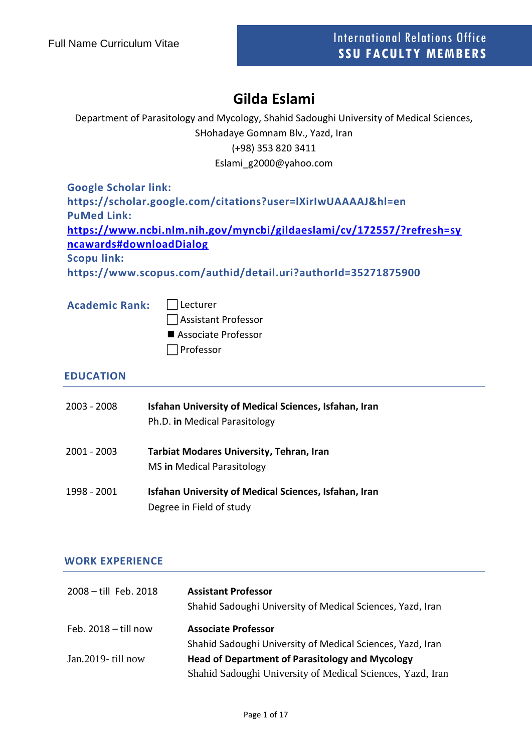Full Name Curriculum Vitae

International Relations Office
**SSU FACULTY MEMBERS**

# Gilda Eslami

Department of Parasitology and Mycology, Shahid Sadoughi University of Medical Sciences, SHohadaye Gomnam Blv., Yazd, Iran
(+98) 353 820 3411
Eslami_g2000@yahoo.com

**Google Scholar link:**
**https://scholar.google.com/citations?user=lXirIwUAAAAJ&hl=en**
**PuMed Link:**
**[https://www.ncbi.nlm.nih.gov/myncbi/gildaeslami/cv/172557/?refresh=syncawards#downloadDialog](https://www.ncbi.nlm.nih.gov/myncbi/gildaeslami/cv/172557/?refresh=syncawards#downloadDialog)**
**Scopu link:**
**https://www.scopus.com/authid/detail.uri?authorId=35271875900**

**Academic Rank:**

- ☐ Lecturer
- ☐ Assistant Professor
- ■ Associate Professor
- ☐ Professor

## EDUCATION

2003 - 2008 — **Isfahan University of Medical Sciences, Isfahan, Iran**
Ph.D. **in** Medical Parasitology

2001 - 2003 — **Tarbiat Modares University, Tehran, Iran**
MS **in** Medical Parasitology

1998 - 2001 — **Isfahan University of Medical Sciences, Isfahan, Iran**
Degree in Field of study

## WORK EXPERIENCE

2008 – till Feb. 2018 — **Assistant Professor**
Shahid Sadoughi University of Medical Sciences, Yazd, Iran

Feb. 2018 – till now — **Associate Professor**
Shahid Sadoughi University of Medical Sciences, Yazd, Iran

Jan.2019- till now — **Head of Department of Parasitology and Mycology**
Shahid Sadoughi University of Medical Sciences, Yazd, Iran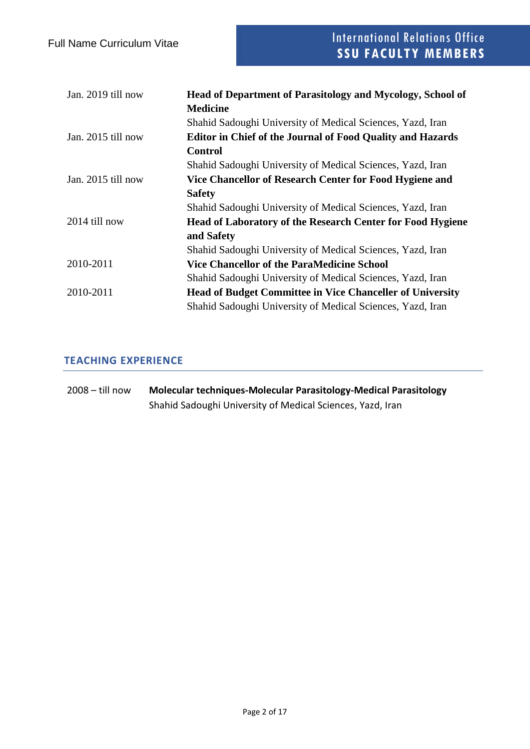| | |
|---|---|
| Jan. 2019 till now | **Head of Department of Parasitology and Mycology, School of Medicine**<br>Shahid Sadoughi University of Medical Sciences, Yazd, Iran |
| Jan. 2015 till now | **Editor in Chief of the Journal of Food Quality and Hazards Control**<br>Shahid Sadoughi University of Medical Sciences, Yazd, Iran |
| Jan. 2015 till now | **Vice Chancellor of Research Center for Food Hygiene and Safety**<br>Shahid Sadoughi University of Medical Sciences, Yazd, Iran |
| 2014 till now | **Head of Laboratory of the Research Center for Food Hygiene and Safety**<br>Shahid Sadoughi University of Medical Sciences, Yazd, Iran |
| 2010-2011 | **Vice Chancellor of the ParaMedicine School**<br>Shahid Sadoughi University of Medical Sciences, Yazd, Iran |
| 2010-2011 | **Head of Budget Committee in Vice Chanceller of University**<br>Shahid Sadoughi University of Medical Sciences, Yazd, Iran |

## TEACHING EXPERIENCE

| | |
|---|---|
| 2008 – till now | **Molecular techniques-Molecular Parasitology-Medical Parasitology**<br>Shahid Sadoughi University of Medical Sciences, Yazd, Iran |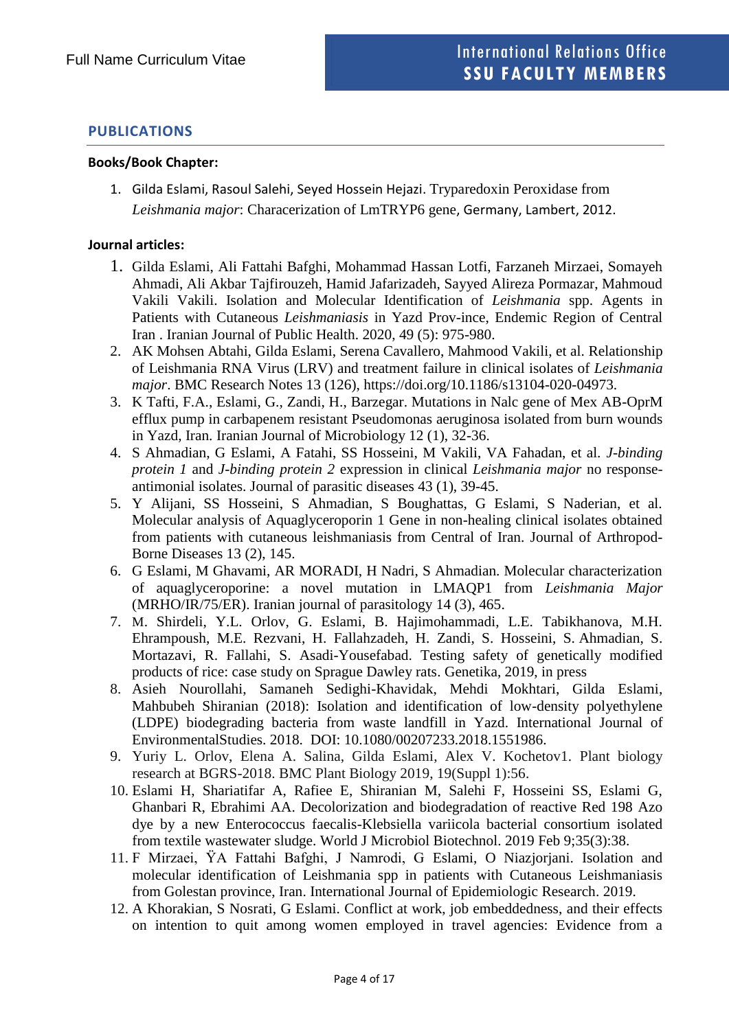## PUBLICATIONS

**Books/Book Chapter:**

1. Gilda Eslami, Rasoul Salehi, Seyed Hossein Hejazi. Tryparedoxin Peroxidase from *Leishmania major*: Characerization of LmTRYP6 gene, Germany, Lambert, 2012.

**Journal articles:**

1. Gilda Eslami, Ali Fattahi Bafghi, Mohammad Hassan Lotfi, Farzaneh Mirzaei, Somayeh Ahmadi, Ali Akbar Tajfirouzeh, Hamid Jafarizadeh, Sayyed Alireza Pormazar, Mahmoud Vakili Vakili. Isolation and Molecular Identification of *Leishmania* spp. Agents in Patients with Cutaneous *Leishmaniasis* in Yazd Prov-ince, Endemic Region of Central Iran . Iranian Journal of Public Health. 2020, 49 (5): 975-980.
2. AK Mohsen Abtahi, Gilda Eslami, Serena Cavallero, Mahmood Vakili, et al. Relationship of Leishmania RNA Virus (LRV) and treatment failure in clinical isolates of *Leishmania major*. BMC Research Notes 13 (126), https://doi.org/10.1186/s13104-020-04973.
3. K Tafti, F.A., Eslami, G., Zandi, H., Barzegar. Mutations in Nalc gene of Mex AB-OprM efflux pump in carbapenem resistant Pseudomonas aeruginosa isolated from burn wounds in Yazd, Iran. Iranian Journal of Microbiology 12 (1), 32-36.
4. S Ahmadian, G Eslami, A Fatahi, SS Hosseini, M Vakili, VA Fahadan, et al. *J-binding protein 1* and *J-binding protein 2* expression in clinical *Leishmania major* no response-antimonial isolates. Journal of parasitic diseases 43 (1), 39-45.
5. Y Alijani, SS Hosseini, S Ahmadian, S Boughattas, G Eslami, S Naderian, et al. Molecular analysis of Aquaglyceroporin 1 Gene in non-healing clinical isolates obtained from patients with cutaneous leishmaniasis from Central of Iran. Journal of Arthropod-Borne Diseases 13 (2), 145.
6. G Eslami, M Ghavami, AR MORADI, H Nadri, S Ahmadian. Molecular characterization of aquaglyceroporine: a novel mutation in LMAQP1 from *Leishmania Major* (MRHO/IR/75/ER). Iranian journal of parasitology 14 (3), 465.
7. M. Shirdeli, Y.L. Orlov, G. Eslami, B. Hajimohammadi, L.E. Tabikhanova, M.H. Ehrampoush, M.E. Rezvani, H. Fallahzadeh, H. Zandi, S. Hosseini, S. Ahmadian, S. Mortazavi, R. Fallahi, S. Asadi-Yousefabad. Testing safety of genetically modified products of rice: case study on Sprague Dawley rats. Genetika, 2019, in press
8. Asieh Nourollahi, Samaneh Sedighi-Khavidak, Mehdi Mokhtari, Gilda Eslami, Mahbubeh Shiranian (2018): Isolation and identification of low-density polyethylene (LDPE) biodegrading bacteria from waste landfill in Yazd. International Journal of EnvironmentalStudies. 2018. DOI: 10.1080/00207233.2018.1551986.
9. Yuriy L. Orlov, Elena A. Salina, Gilda Eslami, Alex V. Kochetov1. Plant biology research at BGRS-2018. BMC Plant Biology 2019, 19(Suppl 1):56.
10. Eslami H, Shariatifar A, Rafiee E, Shiranian M, Salehi F, Hosseini SS, Eslami G, Ghanbari R, Ebrahimi AA. Decolorization and biodegradation of reactive Red 198 Azo dye by a new Enterococcus faecalis-Klebsiella variicola bacterial consortium isolated from textile wastewater sludge. World J Microbiol Biotechnol. 2019 Feb 9;35(3):38.
11. F Mirzaei, ŸA Fattahi Bafghi, J Namrodi, G Eslami, O Niazjorjani. Isolation and molecular identification of Leishmania spp in patients with Cutaneous Leishmaniasis from Golestan province, Iran. International Journal of Epidemiologic Research. 2019.
12. A Khorakian, S Nosrati, G Eslami. Conflict at work, job embeddedness, and their effects on intention to quit among women employed in travel agencies: Evidence from a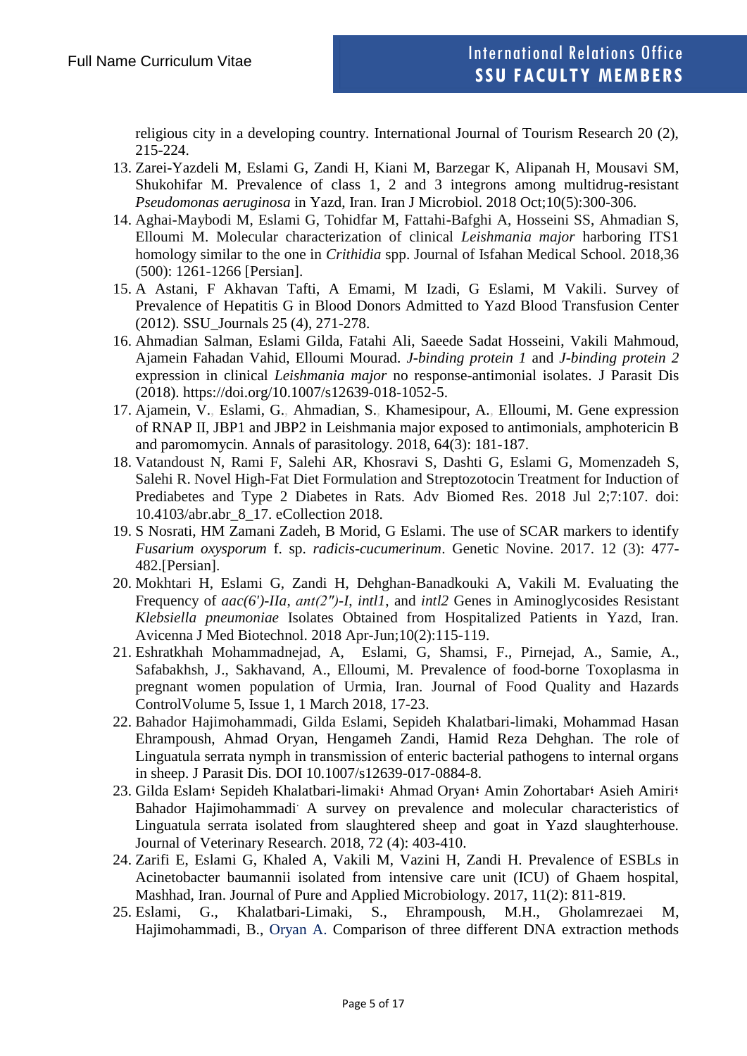religious city in a developing country. International Journal of Tourism Research 20 (2), 215-224.

13. Zarei-Yazdeli M, Eslami G, Zandi H, Kiani M, Barzegar K, Alipanah H, Mousavi SM, Shukohifar M. Prevalence of class 1, 2 and 3 integrons among multidrug-resistant *Pseudomonas aeruginosa* in Yazd, Iran. Iran J Microbiol. 2018 Oct;10(5):300-306.
14. Aghai-Maybodi M, Eslami G, Tohidfar M, Fattahi-Bafghi A, Hosseini SS, Ahmadian S, Elloumi M. Molecular characterization of clinical *Leishmania major* harboring ITS1 homology similar to the one in *Crithidia* spp. Journal of Isfahan Medical School. 2018,36 (500): 1261-1266 [Persian].
15. A Astani, F Akhavan Tafti, A Emami, M Izadi, G Eslami, M Vakili. Survey of Prevalence of Hepatitis G in Blood Donors Admitted to Yazd Blood Transfusion Center (2012). SSU_Journals 25 (4), 271-278.
16. Ahmadian Salman, Eslami Gilda, Fatahi Ali, Saeede Sadat Hosseini, Vakili Mahmoud, Ajamein Fahadan Vahid, Elloumi Mourad. *J-binding protein 1* and *J-binding protein 2* expression in clinical *Leishmania major* no response-antimonial isolates. J Parasit Dis (2018). https://doi.org/10.1007/s12639-018-1052-5.
17. Ajamein, V., Eslami, G., Ahmadian, S., Khamesipour, A., Elloumi, M. Gene expression of RNAP II, JBP1 and JBP2 in Leishmania major exposed to antimonials, amphotericin B and paromomycin. Annals of parasitology. 2018, 64(3): 181-187.
18. Vatandoust N, Rami F, Salehi AR, Khosravi S, Dashti G, Eslami G, Momenzadeh S, Salehi R. Novel High-Fat Diet Formulation and Streptozotocin Treatment for Induction of Prediabetes and Type 2 Diabetes in Rats. Adv Biomed Res. 2018 Jul 2;7:107. doi: 10.4103/abr.abr_8_17. eCollection 2018.
19. S Nosrati, HM Zamani Zadeh, B Morid, G Eslami. The use of SCAR markers to identify *Fusarium oxysporum* f. sp. *radicis-cucumerinum*. Genetic Novine. 2017. 12 (3): 477-482.[Persian].
20. Mokhtari H, Eslami G, Zandi H, Dehghan-Banadkouki A, Vakili M. Evaluating the Frequency of *aac(6')-IIa*, *ant(2")-I*, *intl1*, and *intl2* Genes in Aminoglycosides Resistant *Klebsiella pneumoniae* Isolates Obtained from Hospitalized Patients in Yazd, Iran. Avicenna J Med Biotechnol. 2018 Apr-Jun;10(2):115-119.
21. Eshratkhah Mohammadnejad, A, Eslami, G, Shamsi, F., Pirnejad, A., Samie, A., Safabakhsh, J., Sakhavand, A., Elloumi, M. Prevalence of food-borne Toxoplasma in pregnant women population of Urmia, Iran. Journal of Food Quality and Hazards ControlVolume 5, Issue 1, 1 March 2018, 17-23.
22. Bahador Hajimohammadi, Gilda Eslami, Sepideh Khalatbari-limaki, Mohammad Hasan Ehrampoush, Ahmad Oryan, Hengameh Zandi, Hamid Reza Dehghan. The role of Linguatula serrata nymph in transmission of enteric bacterial pathogens to internal organs in sheep. J Parasit Dis. DOI 10.1007/s12639-017-0884-8.
23. Gilda Eslam، Sepideh Khalatbari-limaki، Ahmad Oryan، Amin Zohortabar، Asieh Amiri، Bahador Hajimohammadi. A survey on prevalence and molecular characteristics of Linguatula serrata isolated from slaughtered sheep and goat in Yazd slaughterhouse. Journal of Veterinary Research. 2018, 72 (4): 403-410.
24. Zarifi E, Eslami G, Khaled A, Vakili M, Vazini H, Zandi H. Prevalence of ESBLs in Acinetobacter baumannii isolated from intensive care unit (ICU) of Ghaem hospital, Mashhad, Iran. Journal of Pure and Applied Microbiology. 2017, 11(2): 811-819.
25. Eslami, G., Khalatbari-Limaki, S., Ehrampoush, M.H., Gholamrezaei M, Hajimohammadi, B., Oryan A. Comparison of three different DNA extraction methods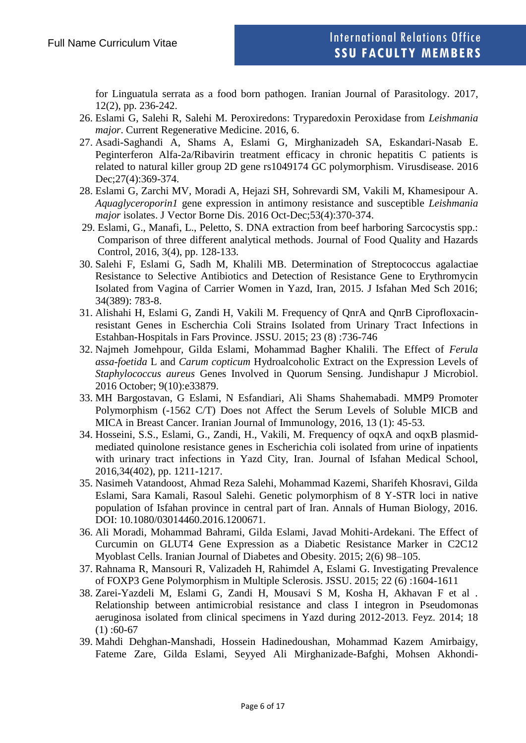for Linguatula serrata as a food born pathogen. Iranian Journal of Parasitology. 2017, 12(2), pp. 236-242.

26. Eslami G, Salehi R, Salehi M. Peroxiredons: Tryparedoxin Peroxidase from *Leishmania major*. Current Regenerative Medicine. 2016, 6.
27. Asadi-Saghandi A, Shams A, Eslami G, Mirghanizadeh SA, Eskandari-Nasab E. Peginterferon Alfa-2a/Ribavirin treatment efficacy in chronic hepatitis C patients is related to natural killer group 2D gene rs1049174 GC polymorphism. Virusdisease. 2016 Dec;27(4):369-374.
28. Eslami G, Zarchi MV, Moradi A, Hejazi SH, Sohrevardi SM, Vakili M, Khamesipour A. *Aquaglyceroporin1* gene expression in antimony resistance and susceptible *Leishmania major* isolates. J Vector Borne Dis. 2016 Oct-Dec;53(4):370-374.
29. Eslami, G., Manafi, L., Peletto, S. DNA extraction from beef harboring Sarcocystis spp.: Comparison of three different analytical methods. Journal of Food Quality and Hazards Control, 2016, 3(4), pp. 128-133.
30. Salehi F, Eslami G, Sadh M, Khalili MB. Determination of Streptococcus agalactiae Resistance to Selective Antibiotics and Detection of Resistance Gene to Erythromycin Isolated from Vagina of Carrier Women in Yazd, Iran, 2015. J Isfahan Med Sch 2016; 34(389): 783-8.
31. Alishahi H, Eslami G, Zandi H, Vakili M. Frequency of QnrA and QnrB Ciprofloxacin-resistant Genes in Escherchia Coli Strains Isolated from Urinary Tract Infections in Estahban-Hospitals in Fars Province. JSSU. 2015; 23 (8) :736-746
32. Najmeh Jomehpour, Gilda Eslami, Mohammad Bagher Khalili. The Effect of *Ferula assa-foetida* L and *Carum copticum* Hydroalcoholic Extract on the Expression Levels of *Staphylococcus aureus* Genes Involved in Quorum Sensing. Jundishapur J Microbiol. 2016 October; 9(10):e33879.
33. MH Bargostavan, G Eslami, N Esfandiari, Ali Shams Shahemabadi. MMP9 Promoter Polymorphism (-1562 C/T) Does not Affect the Serum Levels of Soluble MICB and MICA in Breast Cancer. Iranian Journal of Immunology, 2016, 13 (1): 45-53.
34. Hosseini, S.S., Eslami, G., Zandi, H., Vakili, M. Frequency of oqxA and oqxB plasmid-mediated quinolone resistance genes in Escherichia coli isolated from urine of inpatients with urinary tract infections in Yazd City, Iran. Journal of Isfahan Medical School, 2016,34(402), pp. 1211-1217.
35. Nasimeh Vatandoost, Ahmad Reza Salehi, Mohammad Kazemi, Sharifeh Khosravi, Gilda Eslami, Sara Kamali, Rasoul Salehi. Genetic polymorphism of 8 Y-STR loci in native population of Isfahan province in central part of Iran. Annals of Human Biology, 2016. DOI: 10.1080/03014460.2016.1200671.
36. Ali Moradi, Mohammad Bahrami, Gilda Eslami, Javad Mohiti-Ardekani. The Effect of Curcumin on GLUT4 Gene Expression as a Diabetic Resistance Marker in C2C12 Myoblast Cells. Iranian Journal of Diabetes and Obesity. 2015; 2(6) 98–105.
37. Rahnama R, Mansouri R, Valizadeh H, Rahimdel A, Eslami G. Investigating Prevalence of FOXP3 Gene Polymorphism in Multiple Sclerosis. JSSU. 2015; 22 (6) :1604-1611
38. Zarei-Yazdeli M, Eslami G, Zandi H, Mousavi S M, Kosha H, Akhavan F et al . Relationship between antimicrobial resistance and class I integron in Pseudomonas aeruginosa isolated from clinical specimens in Yazd during 2012-2013. Feyz. 2014; 18 (1) :60-67
39. Mahdi Dehghan-Manshadi, Hossein Hadinedoushan, Mohammad Kazem Amirbaigy, Fateme Zare, Gilda Eslami, Seyyed Ali Mirghanizade-Bafghi, Mohsen Akhondi-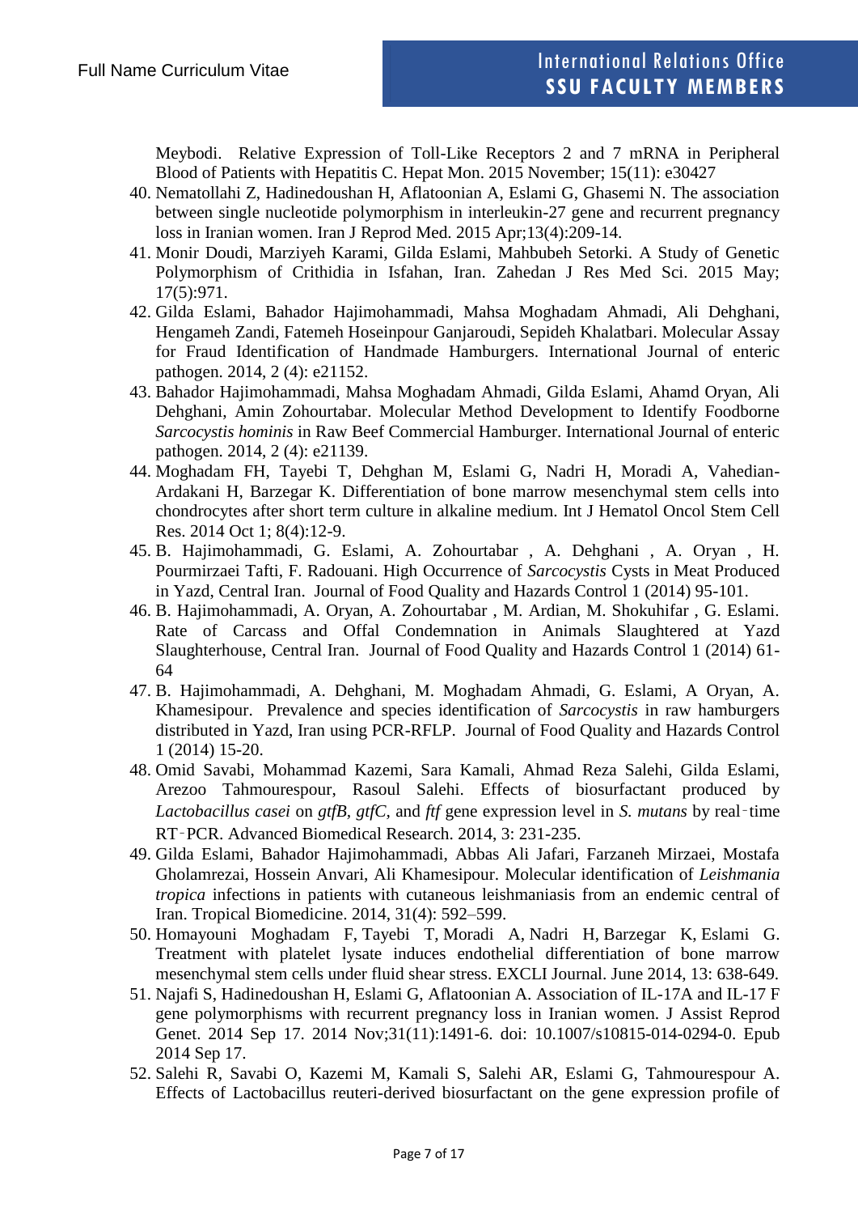Meybodi. Relative Expression of Toll-Like Receptors 2 and 7 mRNA in Peripheral Blood of Patients with Hepatitis C. Hepat Mon. 2015 November; 15(11): e30427

40. Nematollahi Z, Hadinedoushan H, Aflatoonian A, Eslami G, Ghasemi N. The association between single nucleotide polymorphism in interleukin-27 gene and recurrent pregnancy loss in Iranian women. Iran J Reprod Med. 2015 Apr;13(4):209-14.
41. Monir Doudi, Marziyeh Karami, Gilda Eslami, Mahbubeh Setorki. A Study of Genetic Polymorphism of Crithidia in Isfahan, Iran. Zahedan J Res Med Sci. 2015 May; 17(5):971.
42. Gilda Eslami, Bahador Hajimohammadi, Mahsa Moghadam Ahmadi, Ali Dehghani, Hengameh Zandi, Fatemeh Hoseinpour Ganjaroudi, Sepideh Khalatbari. Molecular Assay for Fraud Identification of Handmade Hamburgers. International Journal of enteric pathogen. 2014, 2 (4): e21152.
43. Bahador Hajimohammadi, Mahsa Moghadam Ahmadi, Gilda Eslami, Ahamd Oryan, Ali Dehghani, Amin Zohourtabar. Molecular Method Development to Identify Foodborne *Sarcocystis hominis* in Raw Beef Commercial Hamburger. International Journal of enteric pathogen. 2014, 2 (4): e21139.
44. Moghadam FH, Tayebi T, Dehghan M, Eslami G, Nadri H, Moradi A, Vahedian-Ardakani H, Barzegar K. Differentiation of bone marrow mesenchymal stem cells into chondrocytes after short term culture in alkaline medium. Int J Hematol Oncol Stem Cell Res. 2014 Oct 1; 8(4):12-9.
45. B. Hajimohammadi, G. Eslami, A. Zohourtabar , A. Dehghani , A. Oryan , H. Pourmirzaei Tafti, F. Radouani. High Occurrence of *Sarcocystis* Cysts in Meat Produced in Yazd, Central Iran. Journal of Food Quality and Hazards Control 1 (2014) 95-101.
46. B. Hajimohammadi, A. Oryan, A. Zohourtabar , M. Ardian, M. Shokuhifar , G. Eslami. Rate of Carcass and Offal Condemnation in Animals Slaughtered at Yazd Slaughterhouse, Central Iran. Journal of Food Quality and Hazards Control 1 (2014) 61-64
47. B. Hajimohammadi, A. Dehghani, M. Moghadam Ahmadi, G. Eslami, A Oryan, A. Khamesipour. Prevalence and species identification of *Sarcocystis* in raw hamburgers distributed in Yazd, Iran using PCR-RFLP. Journal of Food Quality and Hazards Control 1 (2014) 15-20.
48. Omid Savabi, Mohammad Kazemi, Sara Kamali, Ahmad Reza Salehi, Gilda Eslami, Arezoo Tahmourespour, Rasoul Salehi. Effects of biosurfactant produced by *Lactobacillus casei* on *gtfB, gtfC,* and *ftf* gene expression level in *S. mutans* by real‑time RT‑PCR. Advanced Biomedical Research. 2014, 3: 231-235.
49. Gilda Eslami, Bahador Hajimohammadi, Abbas Ali Jafari, Farzaneh Mirzaei, Mostafa Gholamrezai, Hossein Anvari, Ali Khamesipour. Molecular identification of *Leishmania tropica* infections in patients with cutaneous leishmaniasis from an endemic central of Iran. Tropical Biomedicine. 2014, 31(4): 592–599.
50. Homayouni Moghadam F, Tayebi T, Moradi A, Nadri H, Barzegar K, Eslami G. Treatment with platelet lysate induces endothelial differentiation of bone marrow mesenchymal stem cells under fluid shear stress. EXCLI Journal. June 2014, 13: 638-649.
51. Najafi S, Hadinedoushan H, Eslami G, Aflatoonian A. Association of IL-17A and IL-17 F gene polymorphisms with recurrent pregnancy loss in Iranian women. J Assist Reprod Genet. 2014 Sep 17. 2014 Nov;31(11):1491-6. doi: 10.1007/s10815-014-0294-0. Epub 2014 Sep 17.
52. Salehi R, Savabi O, Kazemi M, Kamali S, Salehi AR, Eslami G, Tahmourespour A. Effects of Lactobacillus reuteri-derived biosurfactant on the gene expression profile of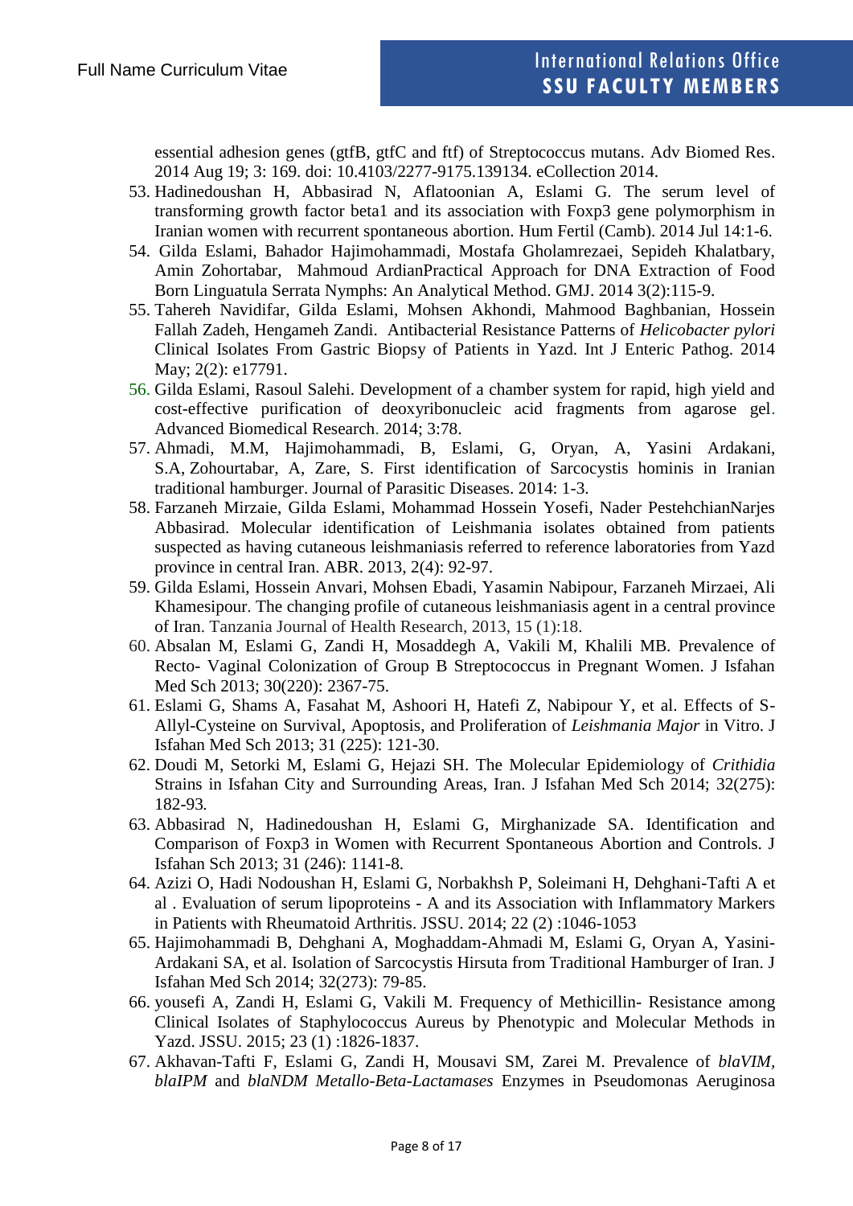essential adhesion genes (gtfB, gtfC and ftf) of Streptococcus mutans. Adv Biomed Res. 2014 Aug 19; 3: 169. doi: 10.4103/2277-9175.139134. eCollection 2014.

53. Hadinedoushan H, Abbasirad N, Aflatoonian A, Eslami G. The serum level of transforming growth factor beta1 and its association with Foxp3 gene polymorphism in Iranian women with recurrent spontaneous abortion. Hum Fertil (Camb). 2014 Jul 14:1-6.
54. Gilda Eslami, Bahador Hajimohammadi, Mostafa Gholamrezaei, Sepideh Khalatbary, Amin Zohortabar, Mahmoud ArdianPractical Approach for DNA Extraction of Food Born Linguatula Serrata Nymphs: An Analytical Method. GMJ. 2014 3(2):115-9.
55. Tahereh Navidifar, Gilda Eslami, Mohsen Akhondi, Mahmood Baghbanian, Hossein Fallah Zadeh, Hengameh Zandi. Antibacterial Resistance Patterns of *Helicobacter pylori* Clinical Isolates From Gastric Biopsy of Patients in Yazd. Int J Enteric Pathog. 2014 May; 2(2): e17791.
56. Gilda Eslami, Rasoul Salehi. Development of a chamber system for rapid, high yield and cost-effective purification of deoxyribonucleic acid fragments from agarose gel. Advanced Biomedical Research. 2014; 3:78.
57. Ahmadi, M.M, Hajimohammadi, B, Eslami, G, Oryan, A, Yasini Ardakani, S.A, Zohourtabar, A, Zare, S. First identification of Sarcocystis hominis in Iranian traditional hamburger. Journal of Parasitic Diseases. 2014: 1-3.
58. Farzaneh Mirzaie, Gilda Eslami, Mohammad Hossein Yosefi, Nader PestehchianNarjes Abbasirad. Molecular identification of Leishmania isolates obtained from patients suspected as having cutaneous leishmaniasis referred to reference laboratories from Yazd province in central Iran. ABR. 2013, 2(4): 92-97.
59. Gilda Eslami, Hossein Anvari, Mohsen Ebadi, Yasamin Nabipour, Farzaneh Mirzaei, Ali Khamesipour. The changing profile of cutaneous leishmaniasis agent in a central province of Iran. Tanzania Journal of Health Research, 2013, 15 (1):18.
60. Absalan M, Eslami G, Zandi H, Mosaddegh A, Vakili M, Khalili MB. Prevalence of Recto- Vaginal Colonization of Group B Streptococcus in Pregnant Women. J Isfahan Med Sch 2013; 30(220): 2367-75.
61. Eslami G, Shams A, Fasahat M, Ashoori H, Hatefi Z, Nabipour Y, et al. Effects of S-Allyl-Cysteine on Survival, Apoptosis, and Proliferation of *Leishmania Major* in Vitro. J Isfahan Med Sch 2013; 31 (225): 121-30.
62. Doudi M, Setorki M, Eslami G, Hejazi SH. The Molecular Epidemiology of *Crithidia* Strains in Isfahan City and Surrounding Areas, Iran. J Isfahan Med Sch 2014; 32(275): 182-93.
63. Abbasirad N, Hadinedoushan H, Eslami G, Mirghanizade SA. Identification and Comparison of Foxp3 in Women with Recurrent Spontaneous Abortion and Controls. J Isfahan Sch 2013; 31 (246): 1141-8.
64. Azizi O, Hadi Nodoushan H, Eslami G, Norbakhsh P, Soleimani H, Dehghani-Tafti A et al . Evaluation of serum lipoproteins - A and its Association with Inflammatory Markers in Patients with Rheumatoid Arthritis. JSSU. 2014; 22 (2) :1046-1053
65. Hajimohammadi B, Dehghani A, Moghaddam-Ahmadi M, Eslami G, Oryan A, Yasini-Ardakani SA, et al. Isolation of Sarcocystis Hirsuta from Traditional Hamburger of Iran. J Isfahan Med Sch 2014; 32(273): 79-85.
66. yousefi A, Zandi H, Eslami G, Vakili M. Frequency of Methicillin- Resistance among Clinical Isolates of Staphylococcus Aureus by Phenotypic and Molecular Methods in Yazd. JSSU. 2015; 23 (1) :1826-1837.
67. Akhavan-Tafti F, Eslami G, Zandi H, Mousavi SM, Zarei M. Prevalence of *blaVIM*, *blaIPM* and *blaNDM Metallo-Beta-Lactamases* Enzymes in Pseudomonas Aeruginosa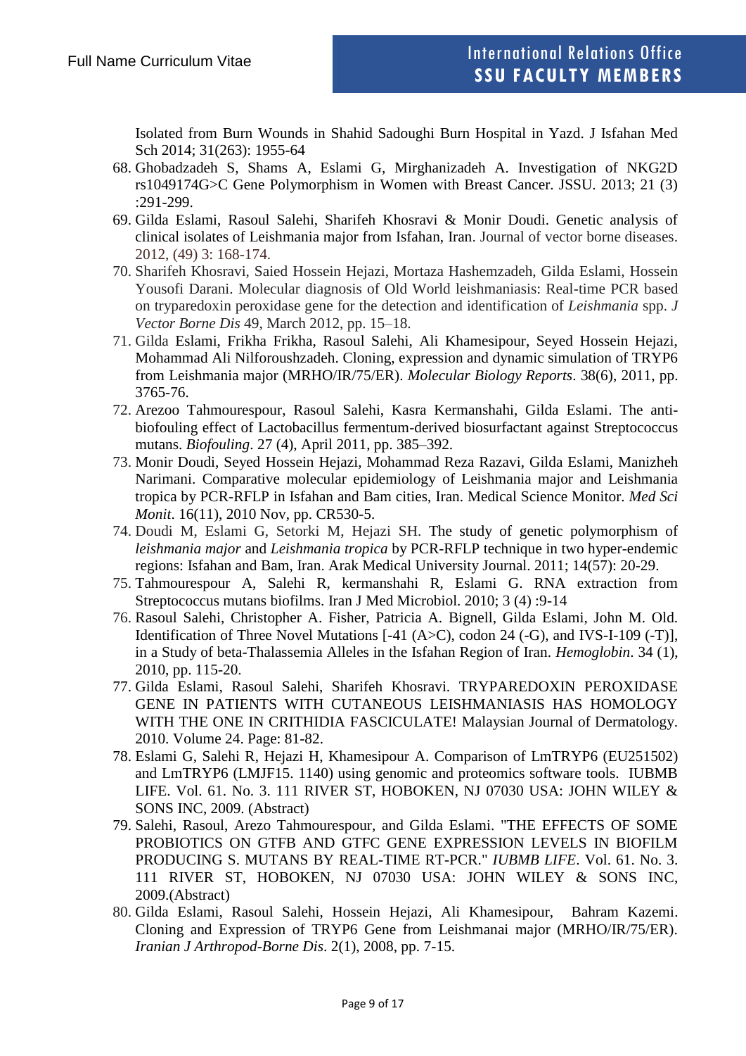Isolated from Burn Wounds in Shahid Sadoughi Burn Hospital in Yazd. J Isfahan Med Sch 2014; 31(263): 1955-64

68. Ghobadzadeh S, Shams A, Eslami G, Mirghanizadeh A. Investigation of NKG2D rs1049174G>C Gene Polymorphism in Women with Breast Cancer. JSSU. 2013; 21 (3) :291-299.
69. Gilda Eslami, Rasoul Salehi, Sharifeh Khosravi & Monir Doudi. Genetic analysis of clinical isolates of Leishmania major from Isfahan, Iran. Journal of vector borne diseases. 2012, (49) 3: 168-174.
70. Sharifeh Khosravi, Saied Hossein Hejazi, Mortaza Hashemzadeh, Gilda Eslami, Hossein Yousofi Darani. Molecular diagnosis of Old World leishmaniasis: Real-time PCR based on tryparedoxin peroxidase gene for the detection and identification of *Leishmania* spp. *J Vector Borne Dis* 49, March 2012, pp. 15–18.
71. Gilda Eslami, Frikha Frikha, Rasoul Salehi, Ali Khamesipour, Seyed Hossein Hejazi, Mohammad Ali Nilforoushzadeh. Cloning, expression and dynamic simulation of TRYP6 from Leishmania major (MRHO/IR/75/ER). *Molecular Biology Reports*. 38(6), 2011, pp. 3765-76.
72. Arezoo Tahmourespour, Rasoul Salehi, Kasra Kermanshahi, Gilda Eslami. The anti-biofouling effect of Lactobacillus fermentum-derived biosurfactant against Streptococcus mutans. *Biofouling*. 27 (4), April 2011, pp. 385–392.
73. Monir Doudi, Seyed Hossein Hejazi, Mohammad Reza Razavi, Gilda Eslami, Manizheh Narimani. Comparative molecular epidemiology of Leishmania major and Leishmania tropica by PCR-RFLP in Isfahan and Bam cities, Iran. Medical Science Monitor. *Med Sci Monit*. 16(11), 2010 Nov, pp. CR530-5.
74. Doudi M, Eslami G, Setorki M, Hejazi SH. The study of genetic polymorphism of *leishmania major* and *Leishmania tropica* by PCR-RFLP technique in two hyper-endemic regions: Isfahan and Bam, Iran. Arak Medical University Journal. 2011; 14(57): 20-29.
75. Tahmourespour A, Salehi R, kermanshahi R, Eslami G. RNA extraction from Streptococcus mutans biofilms. Iran J Med Microbiol. 2010; 3 (4) :9-14
76. Rasoul Salehi, Christopher A. Fisher, Patricia A. Bignell, Gilda Eslami, John M. Old. Identification of Three Novel Mutations [-41 (A>C), codon 24 (-G), and IVS-I-109 (-T)], in a Study of beta-Thalassemia Alleles in the Isfahan Region of Iran. *Hemoglobin*. 34 (1), 2010, pp. 115-20.
77. Gilda Eslami, Rasoul Salehi, Sharifeh Khosravi. TRYPAREDOXIN PEROXIDASE GENE IN PATIENTS WITH CUTANEOUS LEISHMANIASIS HAS HOMOLOGY WITH THE ONE IN CRITHIDIA FASCICULATE! Malaysian Journal of Dermatology. 2010. Volume 24. Page: 81-82.
78. Eslami G, Salehi R, Hejazi H, Khamesipour A. Comparison of LmTRYP6 (EU251502) and LmTRYP6 (LMJF15. 1140) using genomic and proteomics software tools. IUBMB LIFE. Vol. 61. No. 3. 111 RIVER ST, HOBOKEN, NJ 07030 USA: JOHN WILEY & SONS INC, 2009. (Abstract)
79. Salehi, Rasoul, Arezo Tahmourespour, and Gilda Eslami. "THE EFFECTS OF SOME PROBIOTICS ON GTFB AND GTFC GENE EXPRESSION LEVELS IN BIOFILM PRODUCING S. MUTANS BY REAL-TIME RT-PCR." *IUBMB LIFE*. Vol. 61. No. 3. 111 RIVER ST, HOBOKEN, NJ 07030 USA: JOHN WILEY & SONS INC, 2009.(Abstract)
80. Gilda Eslami, Rasoul Salehi, Hossein Hejazi, Ali Khamesipour, Bahram Kazemi. Cloning and Expression of TRYP6 Gene from Leishmanai major (MRHO/IR/75/ER). *Iranian J Arthropod-Borne Dis*. 2(1), 2008, pp. 7-15.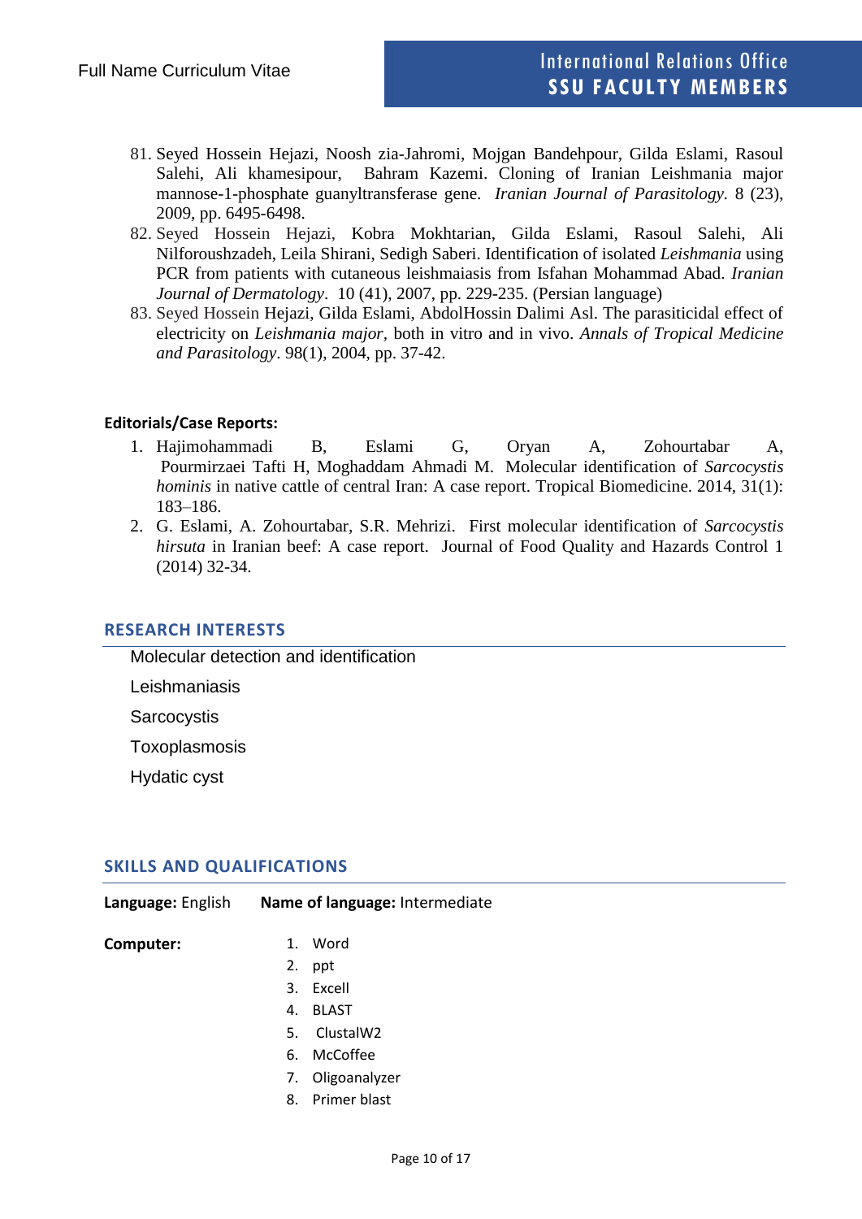81. Seyed Hossein Hejazi, Noosh zia-Jahromi, Mojgan Bandehpour, Gilda Eslami, Rasoul Salehi, Ali khamesipour, Bahram Kazemi. Cloning of Iranian Leishmania major mannose-1-phosphate guanyltransferase gene. *Iranian Journal of Parasitology.* 8 (23), 2009, pp. 6495-6498.
82. Seyed Hossein Hejazi, Kobra Mokhtarian, Gilda Eslami, Rasoul Salehi, Ali Nilforoushzadeh, Leila Shirani, Sedigh Saberi. Identification of isolated *Leishmania* using PCR from patients with cutaneous leishmaiasis from Isfahan Mohammad Abad. *Iranian Journal of Dermatology*. 10 (41), 2007, pp. 229-235. (Persian language)
83. Seyed Hossein Hejazi, Gilda Eslami, AbdolHossin Dalimi Asl. The parasiticidal effect of electricity on *Leishmania major*, both in vitro and in vivo. *Annals of Tropical Medicine and Parasitology*. 98(1), 2004, pp. 37-42.

**Editorials/Case Reports:**

1. Hajimohammadi B, Eslami G, Oryan A, Zohourtabar A, Pourmirzaei Tafti H, Moghaddam Ahmadi M. Molecular identification of *Sarcocystis hominis* in native cattle of central Iran: A case report. Tropical Biomedicine. 2014, 31(1): 183–186.
2. G. Eslami, A. Zohourtabar, S.R. Mehrizi. First molecular identification of *Sarcocystis hirsuta* in Iranian beef: A case report. Journal of Food Quality and Hazards Control 1 (2014) 32-34.

## RESEARCH INTERESTS

Molecular detection and identification

Leishmaniasis

Sarcocystis

Toxoplasmosis

Hydatic cyst

## SKILLS AND QUALIFICATIONS

**Language:** English **Name of language:** Intermediate

**Computer:**

1. Word
2. ppt
3. Excell
4. BLAST
5. ClustalW2
6. McCoffee
7. Oligoanalyzer
8. Primer blast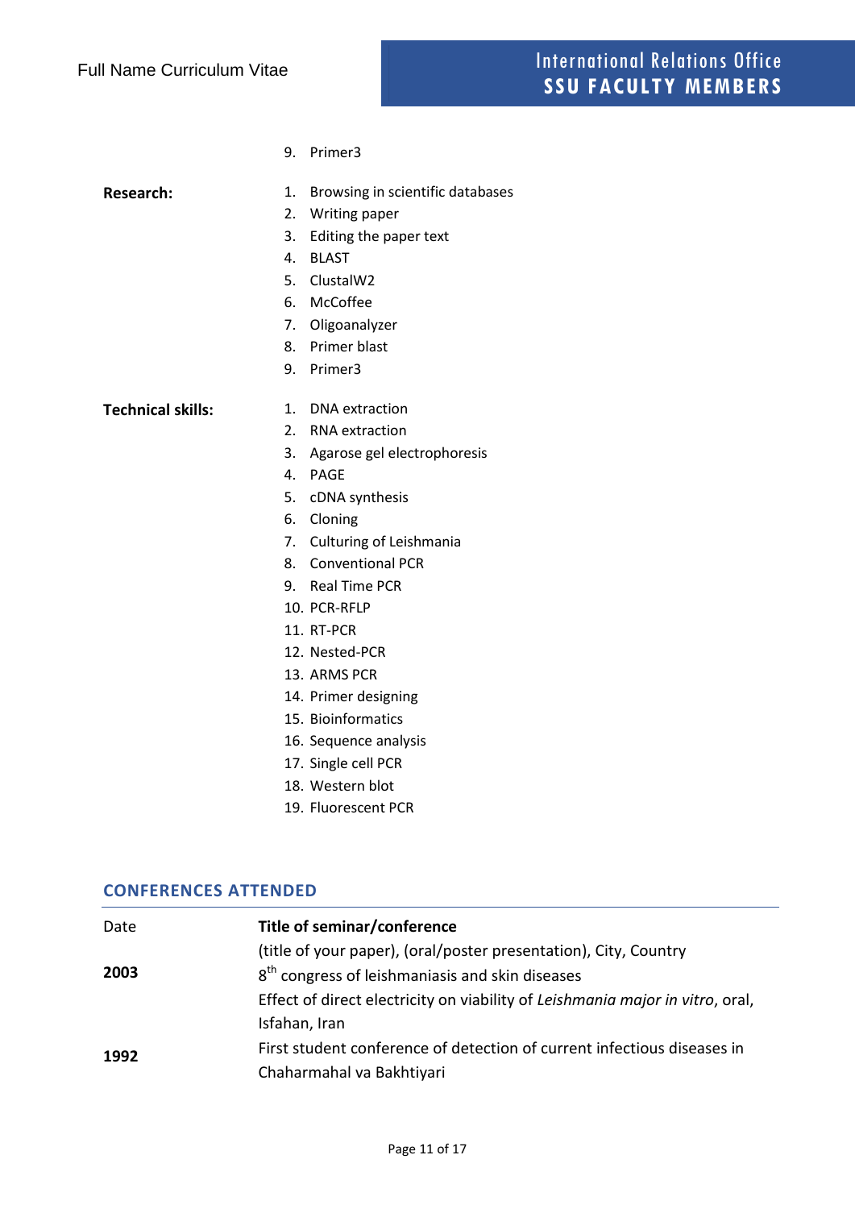9. Primer3

**Research:**

1. Browsing in scientific databases
2. Writing paper
3. Editing the paper text
4. BLAST
5. ClustalW2
6. McCoffee
7. Oligoanalyzer
8. Primer blast
9. Primer3

**Technical skills:**

1. DNA extraction
2. RNA extraction
3. Agarose gel electrophoresis
4. PAGE
5. cDNA synthesis
6. Cloning
7. Culturing of Leishmania
8. Conventional PCR
9. Real Time PCR
10. PCR-RFLP
11. RT-PCR
12. Nested-PCR
13. ARMS PCR
14. Primer designing
15. Bioinformatics
16. Sequence analysis
17. Single cell PCR
18. Western blot
19. Fluorescent PCR

## CONFERENCES ATTENDED

| Date | **Title of seminar/conference** |
|---|---|
| | (title of your paper), (oral/poster presentation), City, Country |
| **2003** | 8th congress of leishmaniasis and skin diseases |
| | Effect of direct electricity on viability of *Leishmania major in vitro*, oral, Isfahan, Iran |
| **1992** | First student conference of detection of current infectious diseases in Chaharmahal va Bakhtiyari |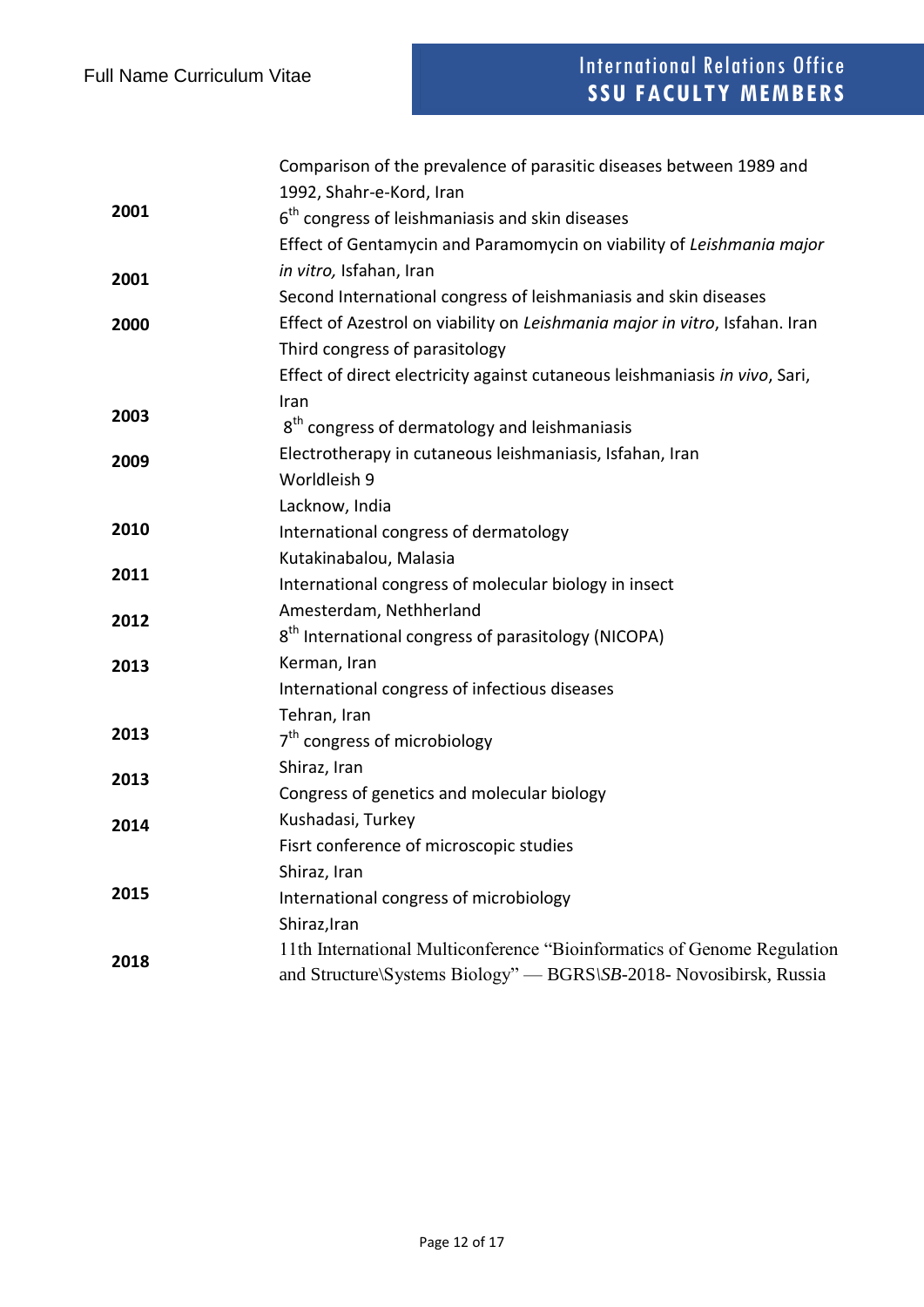| | |
|---|---|
| | Comparison of the prevalence of parasitic diseases between 1989 and 1992, Shahr-e-Kord, Iran |
| **2001** | 6th congress of leishmaniasis and skin diseases<br>Effect of Gentamycin and Paramomycin on viability of *Leishmania major in vitro,* Isfahan, Iran |
| **2001** | Second International congress of leishmaniasis and skin diseases |
| **2000** | Effect of Azestrol on viability on *Leishmania major in vitro*, Isfahan. Iran<br>Third congress of parasitology<br>Effect of direct electricity against cutaneous leishmaniasis *in vivo*, Sari, Iran |
| **2003** | 8th congress of dermatology and leishmaniasis |
| **2009** | Electrotherapy in cutaneous leishmaniasis, Isfahan, Iran<br>Worldleish 9<br>Lacknow, India |
| **2010** | International congress of dermatology<br>Kutakinabalou, Malasia |
| **2011** | International congress of molecular biology in insect<br>Amesterdam, Nethherland |
| **2012** | 8th International congress of parasitology (NICOPA) |
| **2013** | Kerman, Iran<br>International congress of infectious diseases<br>Tehran, Iran |
| **2013** | 7th congress of microbiology |
| **2013** | Shiraz, Iran<br>Congress of genetics and molecular biology |
| **2014** | Kushadasi, Turkey<br>Fisrt conference of microscopic studies<br>Shiraz, Iran |
| **2015** | International congress of microbiology<br>Shiraz,Iran |
| **2018** | 11th International Multiconference "Bioinformatics of Genome Regulation and Structure\Systems Biology" — BGRS\*SB*-2018- Novosibirsk, Russia |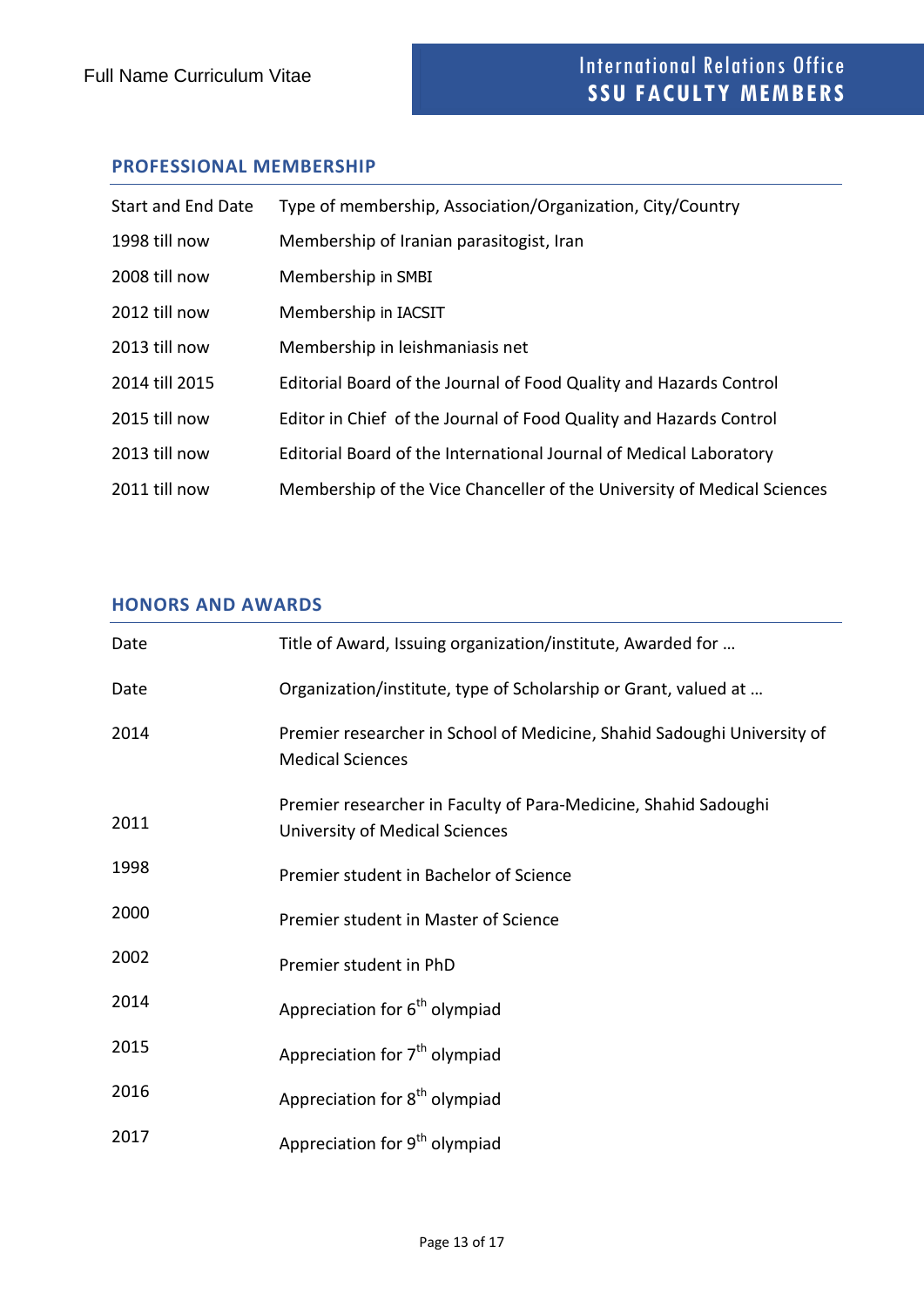## PROFESSIONAL MEMBERSHIP

| Start and End Date | Type of membership, Association/Organization, City/Country |
|---|---|
| 1998 till now | Membership of Iranian parasitogist, Iran |
| 2008 till now | Membership in SMBI |
| 2012 till now | Membership in IACSIT |
| 2013 till now | Membership in leishmaniasis net |
| 2014 till 2015 | Editorial Board of the Journal of Food Quality and Hazards Control |
| 2015 till now | Editor in Chief of the Journal of Food Quality and Hazards Control |
| 2013 till now | Editorial Board of the International Journal of Medical Laboratory |
| 2011 till now | Membership of the Vice Chanceller of the University of Medical Sciences |

## HONORS AND AWARDS

| Date | Title of Award, Issuing organization/institute, Awarded for … |
|---|---|
| Date | Organization/institute, type of Scholarship or Grant, valued at … |
| 2014 | Premier researcher in School of Medicine, Shahid Sadoughi University of Medical Sciences |
| 2011 | Premier researcher in Faculty of Para-Medicine, Shahid Sadoughi University of Medical Sciences |
| 1998 | Premier student in Bachelor of Science |
| 2000 | Premier student in Master of Science |
| 2002 | Premier student in PhD |
| 2014 | Appreciation for $6^{th}$ olympiad |
| 2015 | Appreciation for $7^{th}$ olympiad |
| 2016 | Appreciation for $8^{th}$ olympiad |
| 2017 | Appreciation for $9^{th}$ olympiad |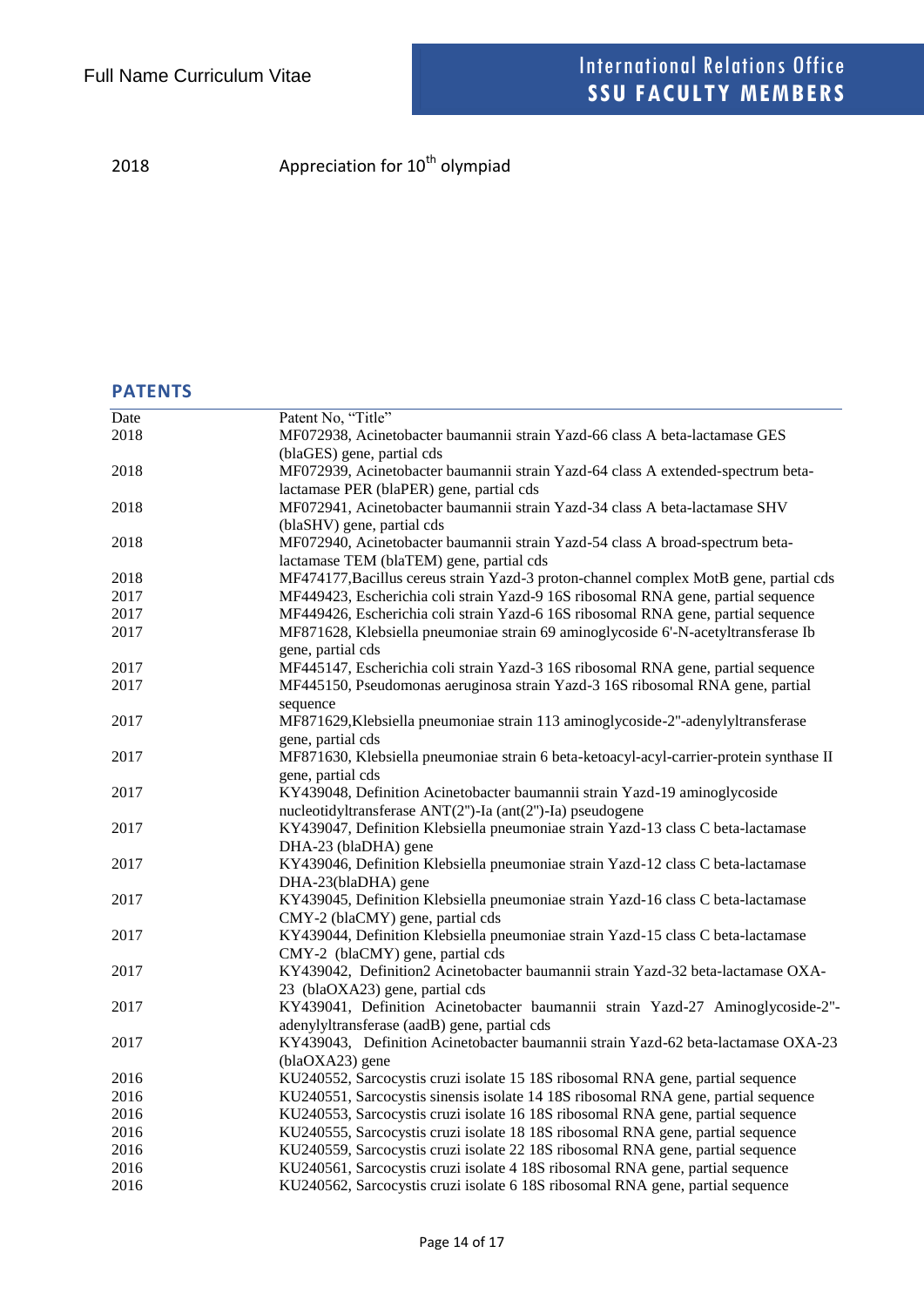| | |
|---|---|
| 2018 | Appreciation for 10$^{th}$ olympiad |

## PATENTS

| Date | Patent No, "Title" |
|---|---|
| 2018 | MF072938, Acinetobacter baumannii strain Yazd-66 class A beta-lactamase GES (blaGES) gene, partial cds |
| 2018 | MF072939, Acinetobacter baumannii strain Yazd-64 class A extended-spectrum beta-lactamase PER (blaPER) gene, partial cds |
| 2018 | MF072941, Acinetobacter baumannii strain Yazd-34 class A beta-lactamase SHV (blaSHV) gene, partial cds |
| 2018 | MF072940, Acinetobacter baumannii strain Yazd-54 class A broad-spectrum beta-lactamase TEM (blaTEM) gene, partial cds |
| 2018 | MF474177,Bacillus cereus strain Yazd-3 proton-channel complex MotB gene, partial cds |
| 2017 | MF449423, Escherichia coli strain Yazd-9 16S ribosomal RNA gene, partial sequence |
| 2017 | MF449426, Escherichia coli strain Yazd-6 16S ribosomal RNA gene, partial sequence |
| 2017 | MF871628, Klebsiella pneumoniae strain 69 aminoglycoside 6'-N-acetyltransferase Ib gene, partial cds |
| 2017 | MF445147, Escherichia coli strain Yazd-3 16S ribosomal RNA gene, partial sequence |
| 2017 | MF445150, Pseudomonas aeruginosa strain Yazd-3 16S ribosomal RNA gene, partial sequence |
| 2017 | MF871629,Klebsiella pneumoniae strain 113 aminoglycoside-2''-adenylyltransferase gene, partial cds |
| 2017 | MF871630, Klebsiella pneumoniae strain 6 beta-ketoacyl-acyl-carrier-protein synthase II gene, partial cds |
| 2017 | KY439048, Definition Acinetobacter baumannii strain Yazd-19 aminoglycoside nucleotidyltransferase ANT(2")-Ia (ant(2")-Ia) pseudogene |
| 2017 | KY439047, Definition Klebsiella pneumoniae strain Yazd-13 class C beta-lactamase DHA-23 (blaDHA) gene |
| 2017 | KY439046, Definition Klebsiella pneumoniae strain Yazd-12 class C beta-lactamase DHA-23(blaDHA) gene |
| 2017 | KY439045, Definition Klebsiella pneumoniae strain Yazd-16 class C beta-lactamase CMY-2 (blaCMY) gene, partial cds |
| 2017 | KY439044, Definition Klebsiella pneumoniae strain Yazd-15 class C beta-lactamase CMY-2 (blaCMY) gene, partial cds |
| 2017 | KY439042, Definition2 Acinetobacter baumannii strain Yazd-32 beta-lactamase OXA-23 (blaOXA23) gene, partial cds |
| 2017 | KY439041, Definition Acinetobacter baumannii strain Yazd-27 Aminoglycoside-2"-adenylyltransferase (aadB) gene, partial cds |
| 2017 | KY439043, Definition Acinetobacter baumannii strain Yazd-62 beta-lactamase OXA-23 (blaOXA23) gene |
| 2016 | KU240552, Sarcocystis cruzi isolate 15 18S ribosomal RNA gene, partial sequence |
| 2016 | KU240551, Sarcocystis sinensis isolate 14 18S ribosomal RNA gene, partial sequence |
| 2016 | KU240553, Sarcocystis cruzi isolate 16 18S ribosomal RNA gene, partial sequence |
| 2016 | KU240555, Sarcocystis cruzi isolate 18 18S ribosomal RNA gene, partial sequence |
| 2016 | KU240559, Sarcocystis cruzi isolate 22 18S ribosomal RNA gene, partial sequence |
| 2016 | KU240561, Sarcocystis cruzi isolate 4 18S ribosomal RNA gene, partial sequence |
| 2016 | KU240562, Sarcocystis cruzi isolate 6 18S ribosomal RNA gene, partial sequence |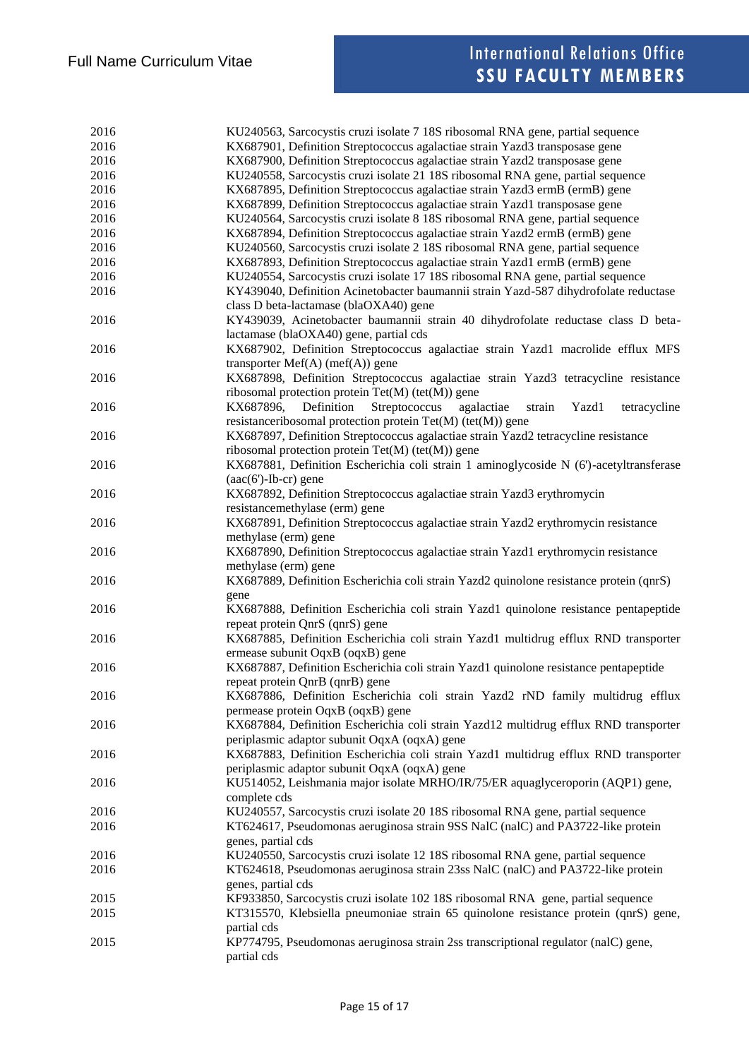| | |
|---|---|
| 2016 | KU240563, Sarcocystis cruzi isolate 7 18S ribosomal RNA gene, partial sequence |
| 2016 | KX687901, Definition Streptococcus agalactiae strain Yazd3 transposase gene |
| 2016 | KX687900, Definition Streptococcus agalactiae strain Yazd2 transposase gene |
| 2016 | KU240558, Sarcocystis cruzi isolate 21 18S ribosomal RNA gene, partial sequence |
| 2016 | KX687895, Definition Streptococcus agalactiae strain Yazd3 ermB (ermB) gene |
| 2016 | KX687899, Definition Streptococcus agalactiae strain Yazd1 transposase gene |
| 2016 | KU240564, Sarcocystis cruzi isolate 8 18S ribosomal RNA gene, partial sequence |
| 2016 | KX687894, Definition Streptococcus agalactiae strain Yazd2 ermB (ermB) gene |
| 2016 | KU240560, Sarcocystis cruzi isolate 2 18S ribosomal RNA gene, partial sequence |
| 2016 | KX687893, Definition Streptococcus agalactiae strain Yazd1 ermB (ermB) gene |
| 2016 | KU240554, Sarcocystis cruzi isolate 17 18S ribosomal RNA gene, partial sequence |
| 2016 | KY439040, Definition Acinetobacter baumannii strain Yazd-587 dihydrofolate reductase class D beta-lactamase (blaOXA40) gene |
| 2016 | KY439039, Acinetobacter baumannii strain 40 dihydrofolate reductase class D beta-lactamase (blaOXA40) gene, partial cds |
| 2016 | KX687902, Definition Streptococcus agalactiae strain Yazd1 macrolide efflux MFS transporter Mef(A) (mef(A)) gene |
| 2016 | KX687898, Definition Streptococcus agalactiae strain Yazd3 tetracycline resistance ribosomal protection protein Tet(M) (tet(M)) gene |
| 2016 | KX687896, Definition Streptococcus agalactiae strain Yazd1 tetracycline resistanceribosomal protection protein Tet(M) (tet(M)) gene |
| 2016 | KX687897, Definition Streptococcus agalactiae strain Yazd2 tetracycline resistance ribosomal protection protein Tet(M) (tet(M)) gene |
| 2016 | KX687881, Definition Escherichia coli strain 1 aminoglycoside N (6')-acetyltransferase (aac(6')-Ib-cr) gene |
| 2016 | KX687892, Definition Streptococcus agalactiae strain Yazd3 erythromycin resistancemethylase (erm) gene |
| 2016 | KX687891, Definition Streptococcus agalactiae strain Yazd2 erythromycin resistance methylase (erm) gene |
| 2016 | KX687890, Definition Streptococcus agalactiae strain Yazd1 erythromycin resistance methylase (erm) gene |
| 2016 | KX687889, Definition Escherichia coli strain Yazd2 quinolone resistance protein (qnrS) gene |
| 2016 | KX687888, Definition Escherichia coli strain Yazd1 quinolone resistance pentapeptide repeat protein QnrS (qnrS) gene |
| 2016 | KX687885, Definition Escherichia coli strain Yazd1 multidrug efflux RND transporter ermease subunit OqxB (oqxB) gene |
| 2016 | KX687887, Definition Escherichia coli strain Yazd1 quinolone resistance pentapeptide repeat protein QnrB (qnrB) gene |
| 2016 | KX687886, Definition Escherichia coli strain Yazd2 rND family multidrug efflux permease protein OqxB (oqxB) gene |
| 2016 | KX687884, Definition Escherichia coli strain Yazd12 multidrug efflux RND transporter periplasmic adaptor subunit OqxA (oqxA) gene |
| 2016 | KX687883, Definition Escherichia coli strain Yazd1 multidrug efflux RND transporter periplasmic adaptor subunit OqxA (oqxA) gene |
| 2016 | KU514052, Leishmania major isolate MRHO/IR/75/ER aquaglyceroporin (AQP1) gene, complete cds |
| 2016 | KU240557, Sarcocystis cruzi isolate 20 18S ribosomal RNA gene, partial sequence |
| 2016 | KT624617, Pseudomonas aeruginosa strain 9SS NalC (nalC) and PA3722-like protein genes, partial cds |
| 2016 | KU240550, Sarcocystis cruzi isolate 12 18S ribosomal RNA gene, partial sequence |
| 2016 | KT624618, Pseudomonas aeruginosa strain 23ss NalC (nalC) and PA3722-like protein genes, partial cds |
| 2015 | KF933850, Sarcocystis cruzi isolate 102 18S ribosomal RNA gene, partial sequence |
| 2015 | KT315570, Klebsiella pneumoniae strain 65 quinolone resistance protein (qnrS) gene, partial cds |
| 2015 | KP774795, Pseudomonas aeruginosa strain 2ss transcriptional regulator (nalC) gene, partial cds |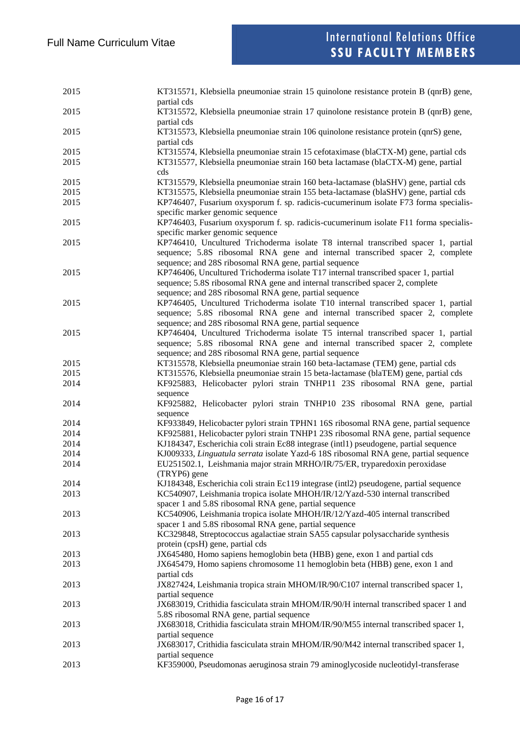| | |
|---|---|
| 2015 | KT315571, Klebsiella pneumoniae strain 15 quinolone resistance protein B (qnrB) gene, partial cds |
| 2015 | KT315572, Klebsiella pneumoniae strain 17 quinolone resistance protein B (qnrB) gene, partial cds |
| 2015 | KT315573, Klebsiella pneumoniae strain 106 quinolone resistance protein (qnrS) gene, partial cds |
| 2015 | KT315574, Klebsiella pneumoniae strain 15 cefotaximase (blaCTX-M) gene, partial cds |
| 2015 | KT315577, Klebsiella pneumoniae strain 160 beta lactamase (blaCTX-M) gene, partial cds |
| 2015 | KT315579, Klebsiella pneumoniae strain 160 beta-lactamase (blaSHV) gene, partial cds |
| 2015 | KT315575, Klebsiella pneumoniae strain 155 beta-lactamase (blaSHV) gene, partial cds |
| 2015 | KP746407, Fusarium oxysporum f. sp. radicis-cucumerinum isolate F73 forma specialis-specific marker genomic sequence |
| 2015 | KP746403, Fusarium oxysporum f. sp. radicis-cucumerinum isolate F11 forma specialis-specific marker genomic sequence |
| 2015 | KP746410, Uncultured Trichoderma isolate T8 internal transcribed spacer 1, partial sequence; 5.8S ribosomal RNA gene and internal transcribed spacer 2, complete sequence; and 28S ribosomal RNA gene, partial sequence |
| 2015 | KP746406, Uncultured Trichoderma isolate T17 internal transcribed spacer 1, partial sequence; 5.8S ribosomal RNA gene and internal transcribed spacer 2, complete sequence; and 28S ribosomal RNA gene, partial sequence |
| 2015 | KP746405, Uncultured Trichoderma isolate T10 internal transcribed spacer 1, partial sequence; 5.8S ribosomal RNA gene and internal transcribed spacer 2, complete sequence; and 28S ribosomal RNA gene, partial sequence |
| 2015 | KP746404, Uncultured Trichoderma isolate T5 internal transcribed spacer 1, partial sequence; 5.8S ribosomal RNA gene and internal transcribed spacer 2, complete sequence; and 28S ribosomal RNA gene, partial sequence |
| 2015 | KT315578, Klebsiella pneumoniae strain 160 beta-lactamase (TEM) gene, partial cds |
| 2015 | KT315576, Klebsiella pneumoniae strain 15 beta-lactamase (blaTEM) gene, partial cds |
| 2014 | KF925883, Helicobacter pylori strain TNHP11 23S ribosomal RNA gene, partial sequence |
| 2014 | KF925882, Helicobacter pylori strain TNHP10 23S ribosomal RNA gene, partial sequence |
| 2014 | KF933849, Helicobacter pylori strain TPHN1 16S ribosomal RNA gene, partial sequence |
| 2014 | KF925881, Helicobacter pylori strain TNHP1 23S ribosomal RNA gene, partial sequence |
| 2014 | KJ184347, Escherichia coli strain Ec88 integrase (intl1) pseudogene, partial sequence |
| 2014 | KJ009333, *Linguatula serrata* isolate Yazd-6 18S ribosomal RNA gene, partial sequence |
| 2014 | EU251502.1, Leishmania major strain MRHO/IR/75/ER, tryparedoxin peroxidase (TRYP6) gene |
| 2014 | KJ184348, Escherichia coli strain Ec119 integrase (intl2) pseudogene, partial sequence |
| 2013 | KC540907, Leishmania tropica isolate MHOH/IR/12/Yazd-530 internal transcribed spacer 1 and 5.8S ribosomal RNA gene, partial sequence |
| 2013 | KC540906, Leishmania tropica isolate MHOH/IR/12/Yazd-405 internal transcribed spacer 1 and 5.8S ribosomal RNA gene, partial sequence |
| 2013 | KC329848, Streptococcus agalactiae strain SA55 capsular polysaccharide synthesis protein (cpsH) gene, partial cds |
| 2013 | JX645480, Homo sapiens hemoglobin beta (HBB) gene, exon 1 and partial cds |
| 2013 | JX645479, Homo sapiens chromosome 11 hemoglobin beta (HBB) gene, exon 1 and partial cds |
| 2013 | JX827424, Leishmania tropica strain MHOM/IR/90/C107 internal transcribed spacer 1, partial sequence |
| 2013 | JX683019, Crithidia fasciculata strain MHOM/IR/90/H internal transcribed spacer 1 and 5.8S ribosomal RNA gene, partial sequence |
| 2013 | JX683018, Crithidia fasciculata strain MHOM/IR/90/M55 internal transcribed spacer 1, partial sequence |
| 2013 | JX683017, Crithidia fasciculata strain MHOM/IR/90/M42 internal transcribed spacer 1, partial sequence |
| 2013 | KF359000, Pseudomonas aeruginosa strain 79 aminoglycoside nucleotidyl-transferase |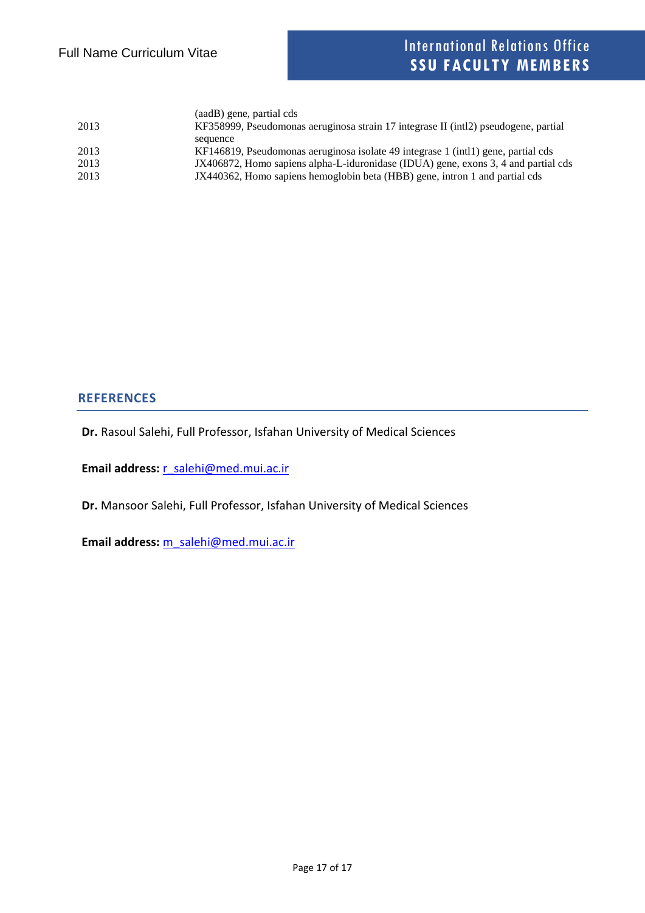| | |
|---|---|
| | (aadB) gene, partial cds |
| 2013 | KF358999, Pseudomonas aeruginosa strain 17 integrase II (intl2) pseudogene, partial sequence |
| 2013 | KF146819, Pseudomonas aeruginosa isolate 49 integrase 1 (intl1) gene, partial cds |
| 2013 | JX406872, Homo sapiens alpha-L-iduronidase (IDUA) gene, exons 3, 4 and partial cds |
| 2013 | JX440362, Homo sapiens hemoglobin beta (HBB) gene, intron 1 and partial cds |

## REFERENCES

**Dr.** Rasoul Salehi, Full Professor, Isfahan University of Medical Sciences

**Email address:** r_salehi@med.mui.ac.ir

**Dr.** Mansoor Salehi, Full Professor, Isfahan University of Medical Sciences

**Email address:** m_salehi@med.mui.ac.ir